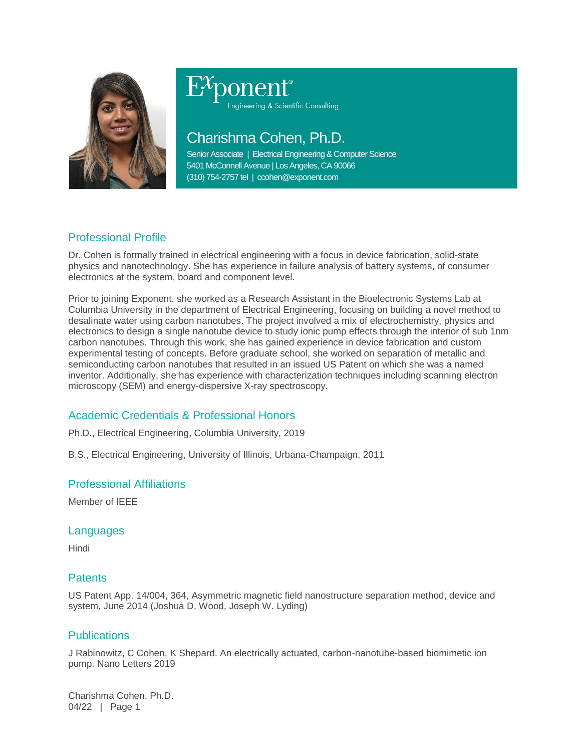Exponent®
Engineering & Scientific Consulting

# Charishma Cohen, Ph.D.

Senior Associate | Electrical Engineering & Computer Science
5401 McConnell Avenue | Los Angeles, CA 90066
(310) 754-2757 tel | ccohen@exponent.com

## Professional Profile

Dr. Cohen is formally trained in electrical engineering with a focus in device fabrication, solid-state physics and nanotechnology. She has experience in failure analysis of battery systems, of consumer electronics at the system, board and component level.

Prior to joining Exponent, she worked as a Research Assistant in the Bioelectronic Systems Lab at Columbia University in the department of Electrical Engineering, focusing on building a novel method to desalinate water using carbon nanotubes. The project involved a mix of electrochemistry, physics and electronics to design a single nanotube device to study ionic pump effects through the interior of sub 1nm carbon nanotubes. Through this work, she has gained experience in device fabrication and custom experimental testing of concepts. Before graduate school, she worked on separation of metallic and semiconducting carbon nanotubes that resulted in an issued US Patent on which she was a named inventor. Additionally, she has experience with characterization techniques including scanning electron microscopy (SEM) and energy-dispersive X-ray spectroscopy.

## Academic Credentials & Professional Honors

Ph.D., Electrical Engineering, Columbia University, 2019

B.S., Electrical Engineering, University of Illinois, Urbana-Champaign, 2011

## Professional Affiliations

Member of IEEE

## Languages

Hindi

## Patents

US Patent App. 14/004, 364, Asymmetric magnetic field nanostructure separation method, device and system, June 2014 (Joshua D. Wood, Joseph W. Lyding)

## Publications

J Rabinowitz, C Cohen, K Shepard. An electrically actuated, carbon-nanotube-based biomimetic ion pump. Nano Letters 2019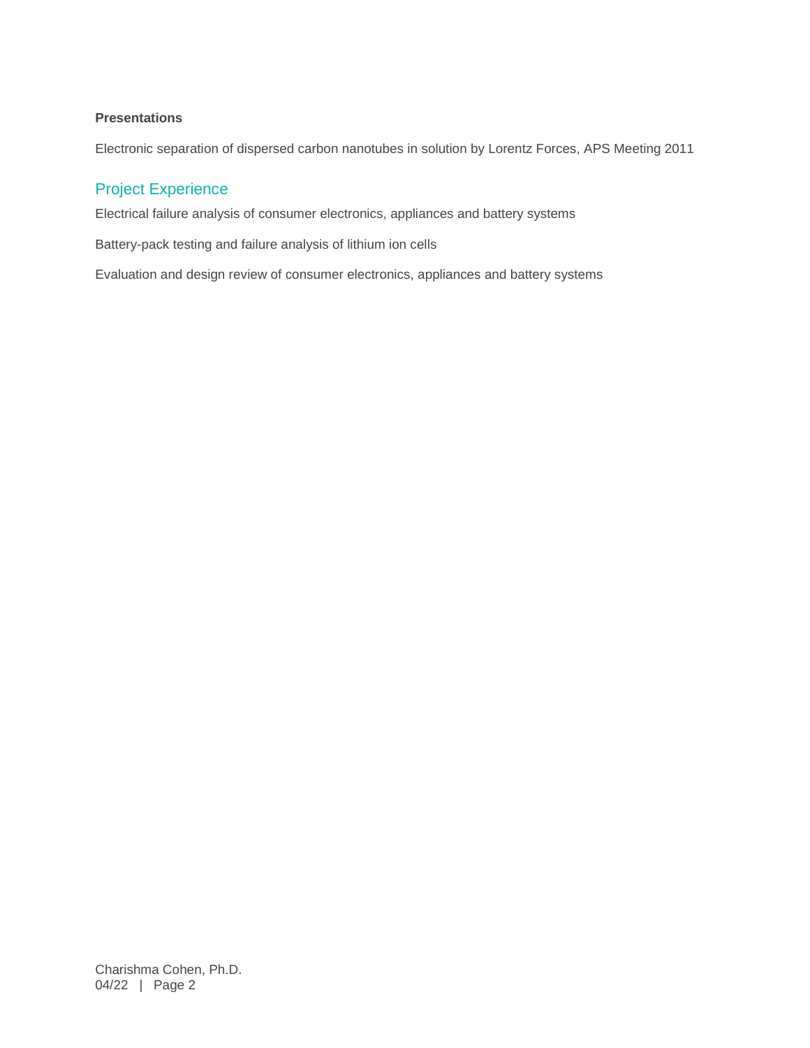**Presentations**

Electronic separation of dispersed carbon nanotubes in solution by Lorentz Forces, APS Meeting 2011

## Project Experience

Electrical failure analysis of consumer electronics, appliances and battery systems

Battery-pack testing and failure analysis of lithium ion cells

Evaluation and design review of consumer electronics, appliances and battery systems